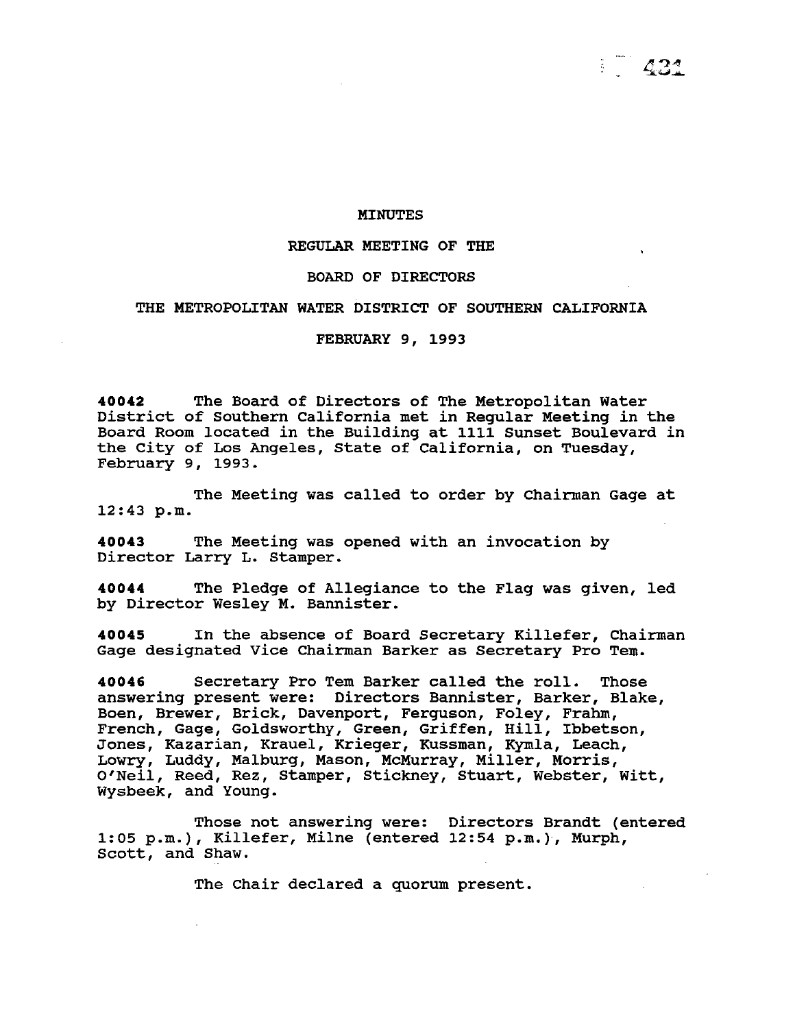# MINUTES

## REGULAR MEETING OF THE

## BOARD OF DIRECTORS

## THE METROPOLITAN WATER DISTRICT OF SOUTHERN CALIFORNIA

## FEBRUARY 9, 1993

**40042** The Board of Directors of The Metropolitan Water District of Southern California met in Regular Meeting in the Board Room located in the Building at 1111 Sunset Boulevard in the City of Los Angeles, State of California, on Tuesday, February 9, 1993.

The Meeting was called to order by Chairman Gage at 12:43 p.m.

**40043** The Meeting was opened with an invocation by Director Larry L. Stamper.

**40044** The Pledge of Allegiance to the Flag was given, led by Director Wesley M. Bannister.

**40045** In the absence of Board Secretary Killefer, Chairman Gage designated Vice Chairman Barker as Secretary Pro Tem.

**40046** Secretary Pro Tem Barker called the roll. Those answering present were: Directors Bannister, Barker, Blake, Boen, Brewer, Brick, Davenport, Ferguson, Foley, Frahm, French, Gage, Goldsworthy, Green, Griffen, Hill, Ibbetson, Jones, Kazarian, Krauel, Krieger, Kussman, Kymla, Leach, Lowry, Luddy, Malburg, Mason, McMurray, Miller, Morris, O'Neil, Reed, Rez, Stamper, Stickney, Stuart, Webster, Witt, Wysbeek, and Young.

Those not answering were: Directors Brandt (entered 1:05 p.m.), Killefer, Milne (entered 12:54 p.m.), Murph, Scott, and Shaw.

The Chair declared a quorum present.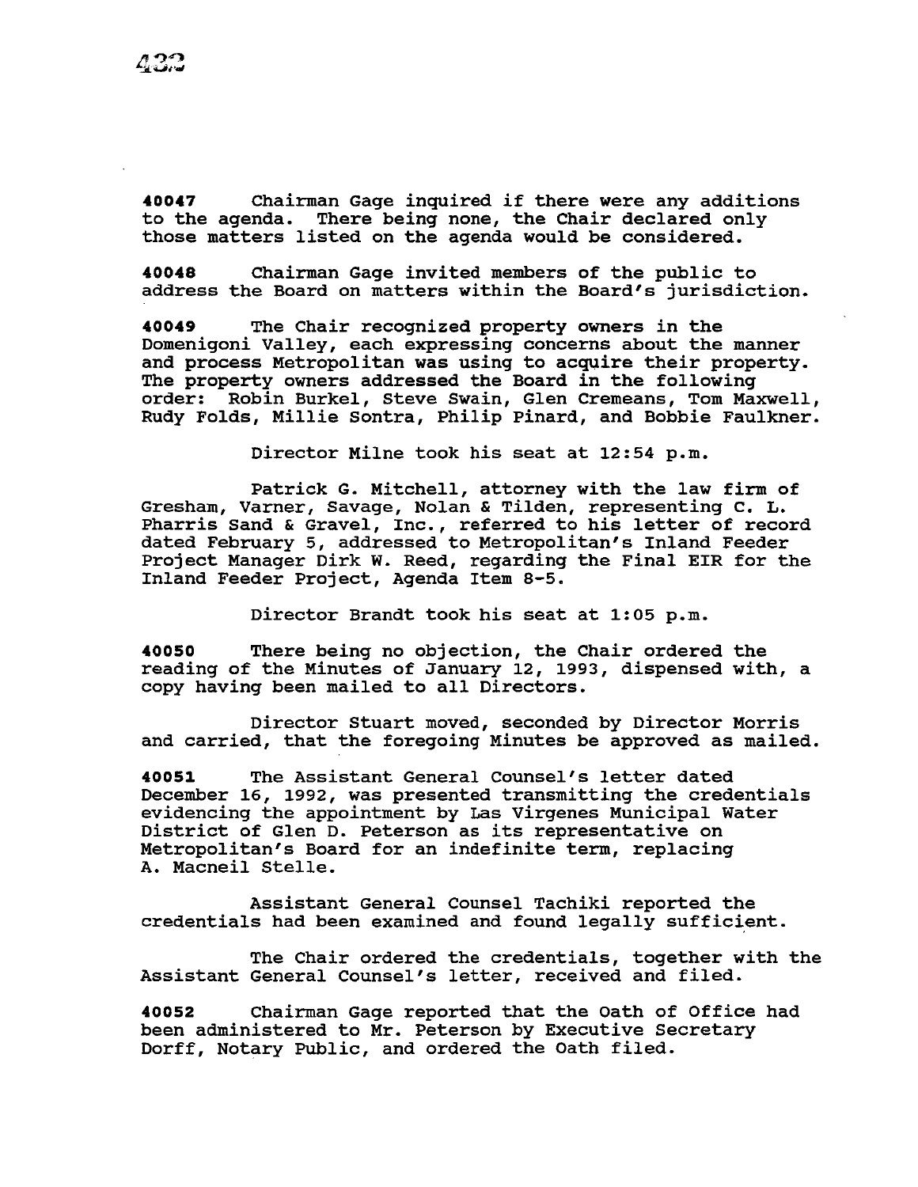**40047** Chairman Gage inquired if there were any additions to the agenda. There being none, the Chair declared only those matters listed on the agenda would be considered.

**40048** Chairman Gage invited members of the public to address the Board on matters within the Board's jurisdiction.

**40049** The Chair recognized property owners in the Domenigoni Valley, each expressing concerns about the manner and process Metropolitan was using to acquire their property. The property owners addressed the Board in the following order: Robin Burkel, Steve Swain, Glen Cremeans, Tom Maxwell, Rudy Folds, Millie Sontra, Philip Pinard, and Bobbie Faulkner.

Director Milne took his seat at 12:54 p.m.

Patrick G. Mitchell, attorney with the law firm of Gresham, Varner, Savage, Nolan & Tilden, representing C. L. Pharris Sand & Gravel, Inc., referred to his letter of record dated February 5, addressed to Metropolitan's Inland Feeder Project Manager Dirk W. Reed, regarding the Final EIR for the Inland Feeder Project, Agenda Item 8-5.

Director Brandt took his seat at 1:05 p.m.

**40050** There being no objection, the Chair ordered the reading of the Minutes of January 12, 1993, dispensed with, a copy having been mailed to all Directors.

Director Stuart moved, seconded by Director Morris and carried, that the foregoing Minutes be approved as mailed.

**40051** The Assistant General Counsel's letter dated December 16, 1992, was presented transmitting the credentials evidencing the appointment by Las Virgenes Municipal Water District of Glen D. Peterson as its representative on Metropolitan's Board for an indefinite term, replacing A. Macneil Stelle.

Assistant General Counsel Tachiki reported the credentials had been examined and found legally sufficient.

The Chair ordered the credentials, together with the Assistant General Counsel's letter, received and filed.

**40052** Chairman Gage reported that the Oath of Office had been administered to Mr. Peterson by Executive Secretary Dorff, Notary Public, and ordered the Oath filed.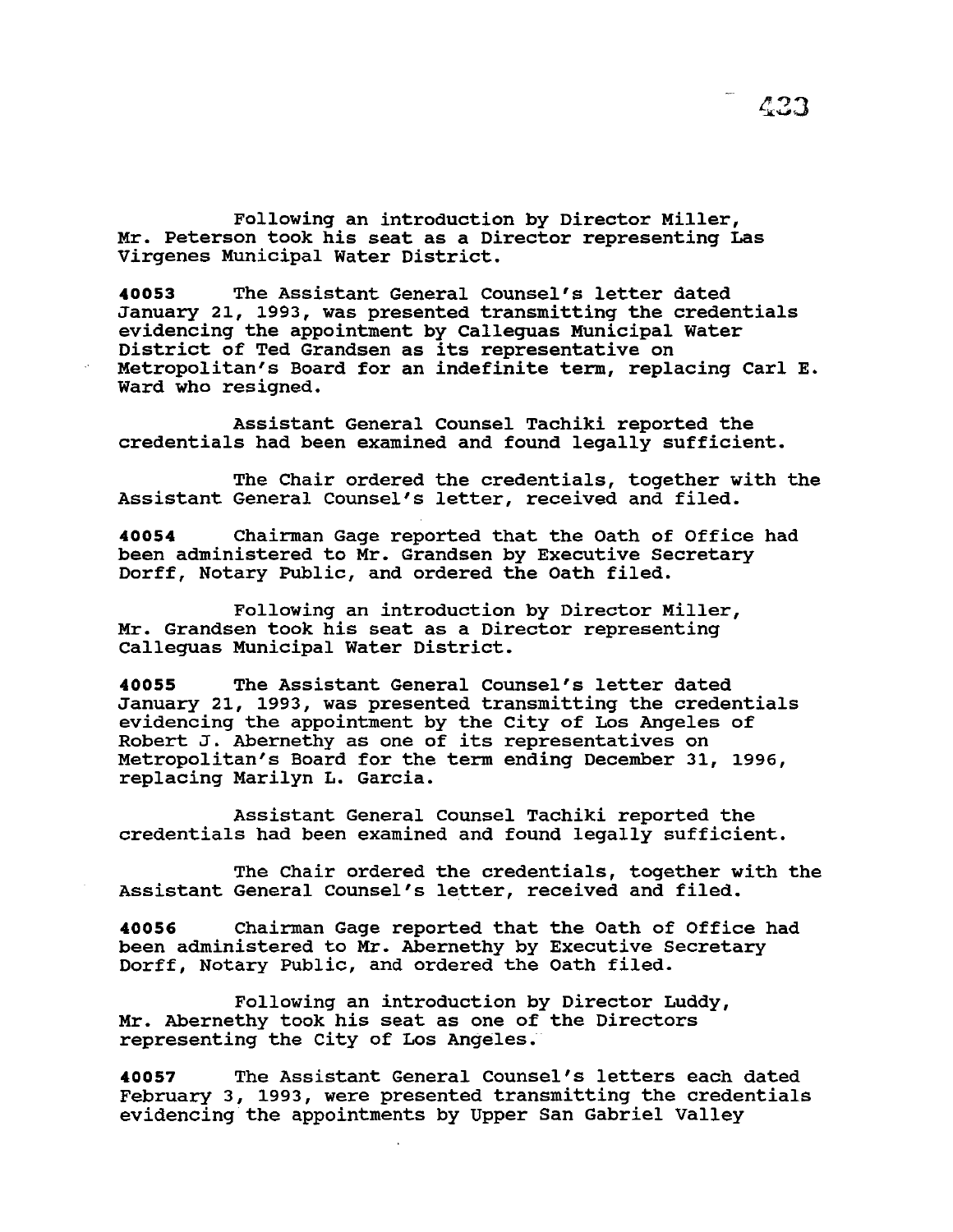Following an introduction by Director Miller, Mr. Peterson took his seat as a Director representing Las Virgenes Municipal Water District.

**40053** The Assistant General Counsel's letter dated January 21, 1993, was presented transmitting the credentials evidencing the appointment by Calleguas Municipal Water District of Ted Grandsen as its representative on Metropolitan's Board for an indefinite term, replacing Carl E. Ward who resigned.

Assistant General Counsel Tachiki reported the credentials had been examined and found legally sufficient.

The Chair ordered the credentials, together with the Assistant General Counsel's letter, received and filed.

**40054** Chairman Gage reported that the Oath of Office had been administered to Mr. Grandsen by Executive Secretary Dorff, Notary Public, and ordered the Oath filed.

Following an introduction by Director Miller, Mr. Grandsen took his seat as a Director representing Calleguas Municipal Water District.

**40055** The Assistant General Counsel's letter dated January 21, 1993, was presented transmitting the credentials evidencing the appointment by the City of Los Angeles of Robert J. Abernethy as one of its representatives on Metropolitan's Board for the term ending December 31, 1996, replacing Marilyn L. Garcia.

Assistant General Counsel Tachiki reported the credentials had been examined and found legally sufficient.

The Chair ordered the credentials, together with the Assistant General Counsel's letter, received and filed.

**40056** Chairman Gage reported that the Oath of Office had been administered to Mr. Abernethy by Executive Secretary Dorff, Notary Public, and ordered the Oath filed.

Following an introduction by Director Luddy, Mr. Abernethy took his seat as one of the Directors representing the City of Los Angeles.

**40057** The Assistant General Counsel's letters each dated February 3, 1993, were presented transmitting the credentials evidencing the appointments by Upper San Gabriel Valley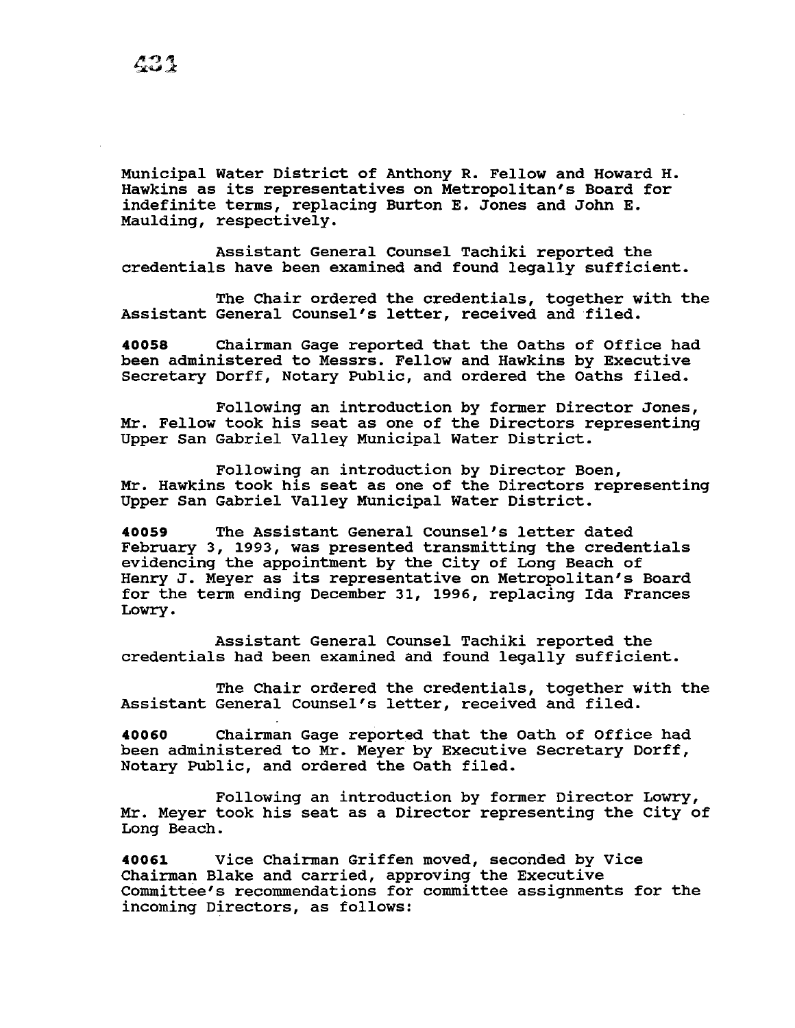Municipal Water District of Anthony R. Fellow and Howard H. Hawkins as its representatives on Metropolitan's Board for indefinite terms, replacing Burton E. Jones and John E. Maulding, respectively.

Assistant General Counsel Tachiki reported the credentials have been examined and found legally sufficient.

The Chair ordered the credentials, together with the Assistant General Counsel's letter, received and filed.

**40058** Chairman Gage reported that the Oaths of Office had been administered to Messrs. Fellow and Hawkins by Executive Secretary Dorff, Notary Public, and ordered the Oaths filed.

Following an introduction by former Director Jones, Mr. Fellow took his seat as one of the Directors representing Upper San Gabriel Valley Municipal Water District.

Following an introduction by Director Boen, Mr. Hawkins took his seat as one of the Directors representing Upper San Gabriel Valley Municipal Water District.

**40059** The Assistant General Counsel's letter dated February 3, 1993, was presented transmitting the credentials evidencing the appointment by the City of Long Beach of Henry J. Meyer as its representative on Metropolitan's Board for the term ending December 31, 1996, replacing Ida Frances Lowry.

Assistant General Counsel Tachiki reported the credentials had been examined and found legally sufficient.

The Chair ordered the credentials, together with the Assistant General Counsel's letter, received and filed.

**40060** Chairman Gage reported that the Oath of Office had been administered to Mr. Meyer by Executive Secretary Dorff, Notary Public, and ordered the Oath filed.

Following an introduction by former Director Lowry, Mr. Meyer took his seat as a Director representing the City of Long Beach.

**40061** Vice Chairman Griffen moved, seconded by Vice Chairman Blake and carried, approving the Executive Committee's recommendations for committee assignments for the incoming Directors, as follows: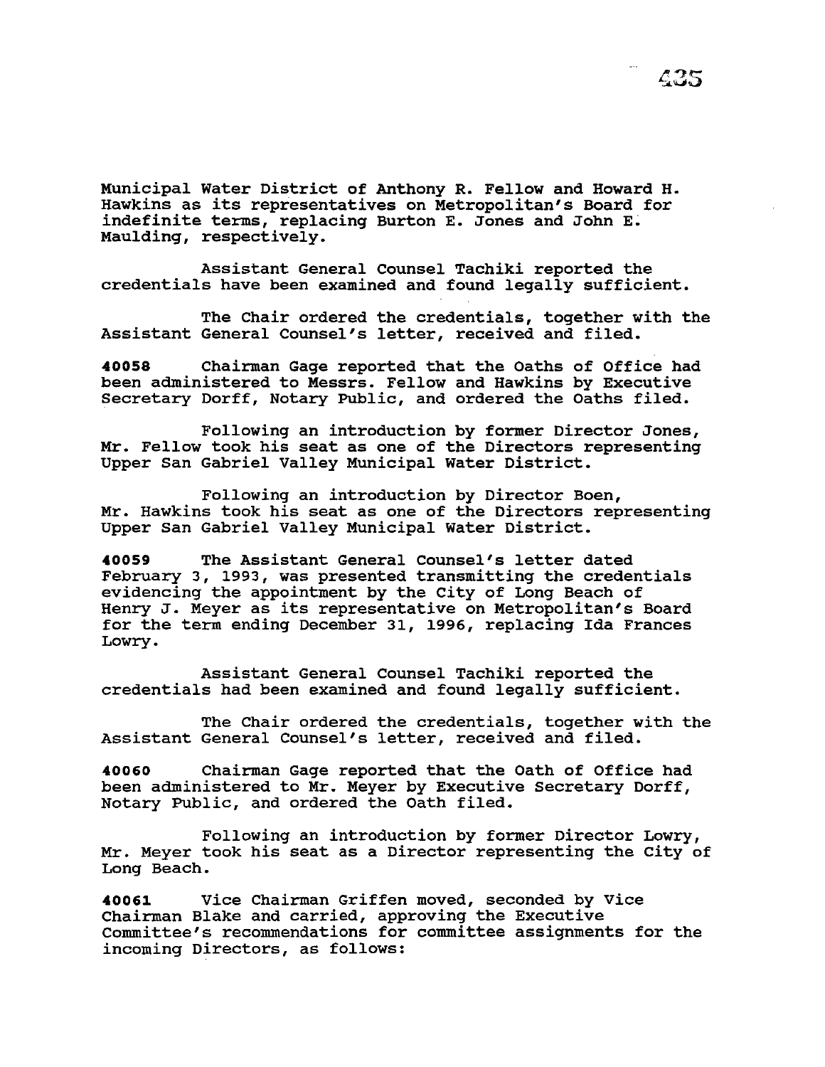Municipal Water District of Anthony R. Fellow and Howard H. Hawkins as its representatives on Metropolitan's Board for indefinite terms, replacing Burton E. Jones and John E. Maulding, respectively.

Assistant General Counsel Tachiki reported the credentials have been examined and found legally sufficient.

The Chair ordered the credentials, together with the Assistant General Counsel's letter, received and filed.

**40058** Chairman Gage reported that the Oaths of Office had been administered to Messrs. Fellow and Hawkins by Executive Secretary Dorff, Notary Public, and ordered the Oaths filed.

Following an introduction by former Director Jones, Mr. Fellow took his seat as one of the Directors representing Upper San Gabriel Valley Municipal Water District.

Following an introduction by Director Boen, Mr. Hawkins took his seat as one of the Directors representing Upper San Gabriel Valley Municipal Water District.

**40059** The Assistant General Counsel's letter dated February 3, 1993, was presented transmitting the credentials evidencing the appointment by the City of Long Beach of Henry J. Meyer as its representative on Metropolitan's Board for the term ending December 31, 1996, replacing Ida Frances Lowry.

Assistant General Counsel Tachiki reported the credentials had been examined and found legally sufficient.

The Chair ordered the credentials, together with the Assistant General Counsel's letter, received and filed.

**40060** Chairman Gage reported that the Oath of Office had been administered to Mr. Meyer by Executive Secretary Dorff, Notary Public, and ordered the Oath filed.

Following an introduction by former Director Lowry, Mr. Meyer took his seat as a Director representing the City of Long Beach.

**40061** Vice Chairman Griffen moved, seconded by Vice Chairman Blake and carried, approving the Executive Committee's recommendations for committee assignments for the incoming Directors, as follows: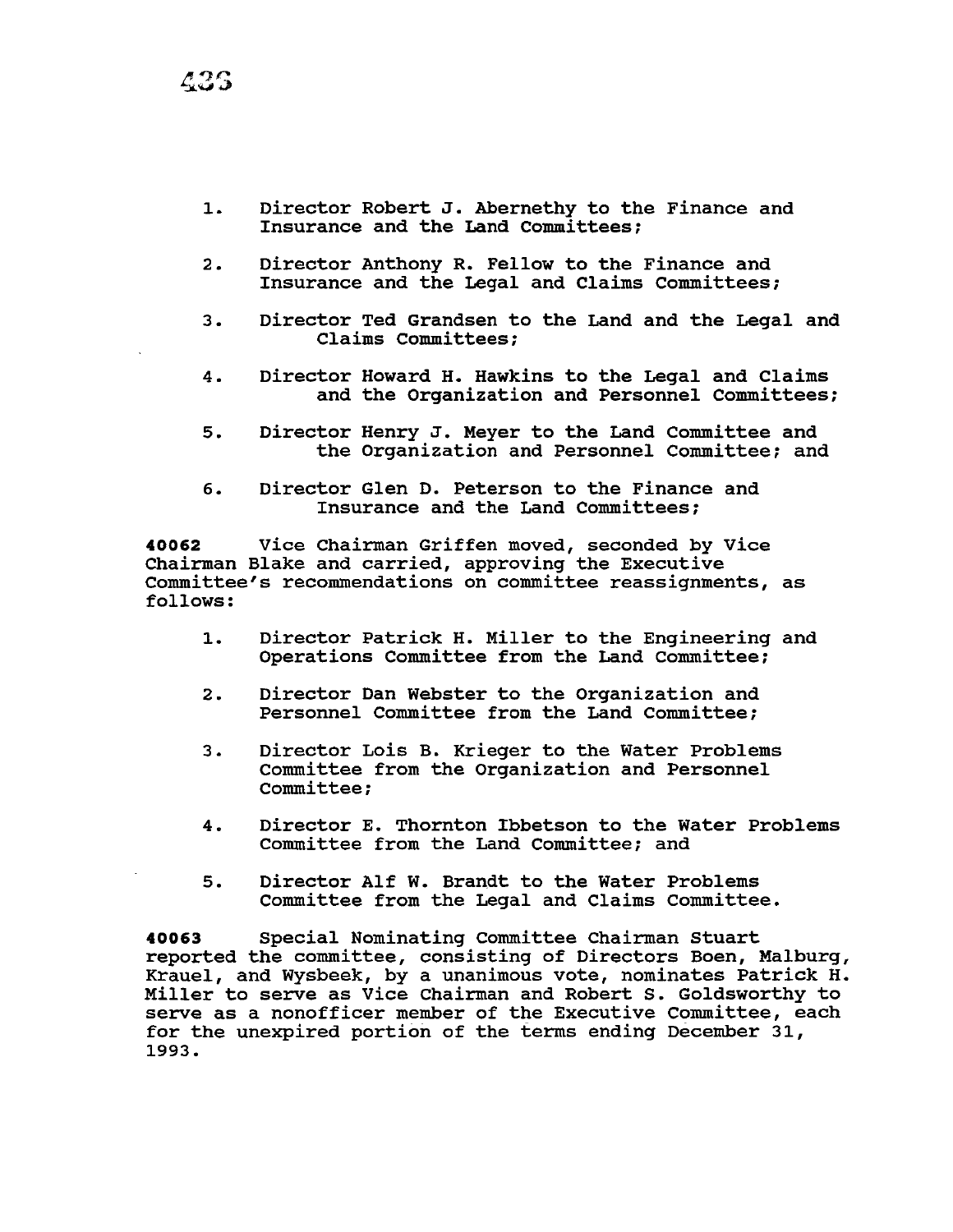1. Director Robert J. Abernethy to the Finance and Insurance and the Land Committees;

2. Director Anthony R. Fellow to the Finance and Insurance and the Legal and Claims Committees;

3. Director Ted Grandsen to the Land and the Legal and Claims Committees;

4. Director Howard H. Hawkins to the Legal and Claims and the Organization and Personnel Committees;

5. Director Henry J. Meyer to the Land Committee and the Organization and Personnel Committee; and

6. Director Glen D. Peterson to the Finance and Insurance and the Land Committees;

**40062** Vice Chairman Griffen moved, seconded by Vice Chairman Blake and carried, approving the Executive Committee's recommendations on committee reassignments, as follows:

1. Director Patrick H. Miller to the Engineering and Operations Committee from the Land Committee;

2. Director Dan Webster to the Organization and Personnel Committee from the Land Committee;

3. Director Lois B. Krieger to the Water Problems Committee from the Organization and Personnel Committee;

4. Director E. Thornton Ibbetson to the Water Problems Committee from the Land Committee; and

5. Director Alf W. Brandt to the Water Problems Committee from the Legal and Claims Committee.

**40063** Special Nominating Committee Chairman Stuart reported the committee, consisting of Directors Boen, Malburg, Krauel, and Wysbeek, by a unanimous vote, nominates Patrick H. Miller to serve as Vice Chairman and Robert S. Goldsworthy to serve as a nonofficer member of the Executive Committee, each for the unexpired portion of the terms ending December 31, 1993.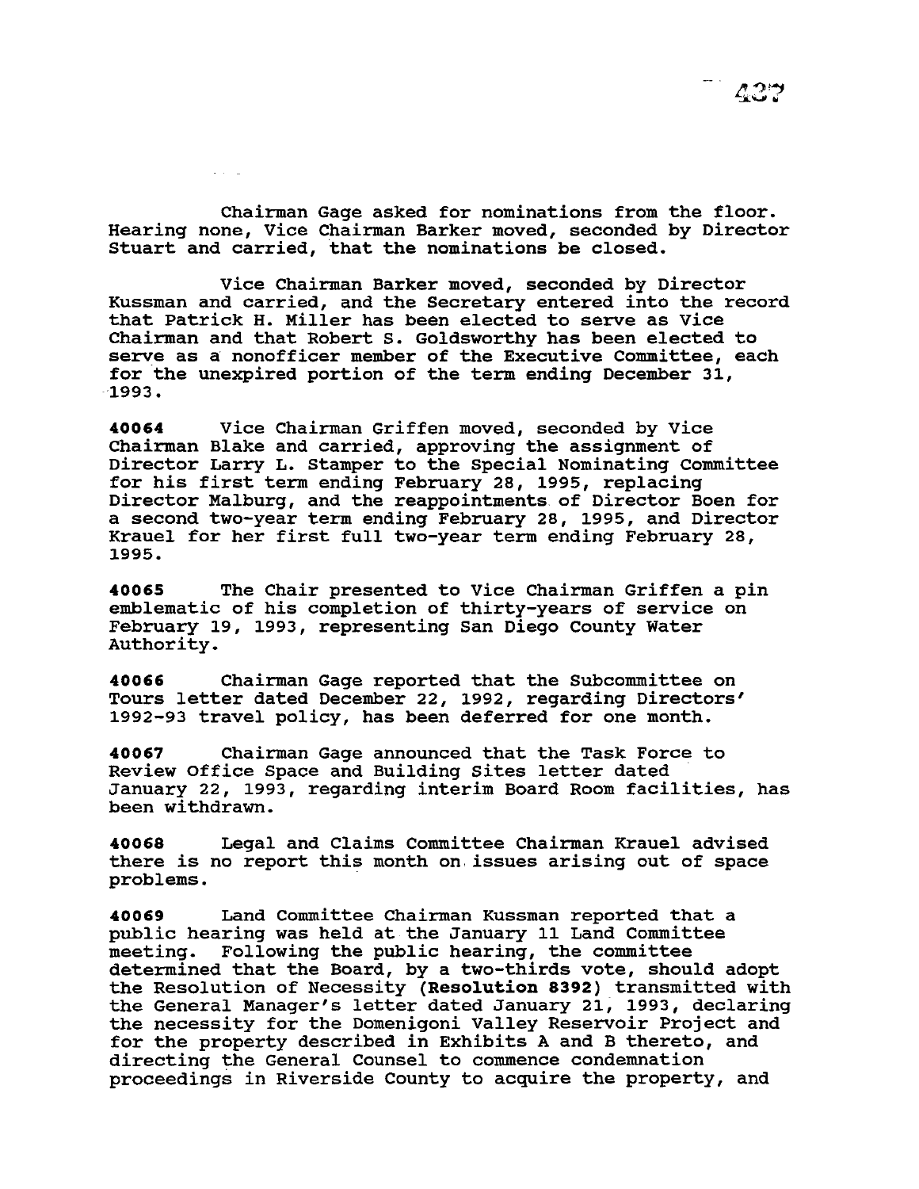Chairman Gage asked for nominations from the floor. Hearing none, Vice Chairman Barker moved, seconded by Director Stuart and carried, that the nominations be closed.

Vice Chairman Barker moved, seconded by Director Kussman and carried, and the Secretary entered into the record that Patrick H. Miller has been elected to serve as Vice Chairman and that Robert S. Goldsworthy has been elected to serve as a nonofficer member of the Executive Committee, each for the unexpired portion of the term ending December 31, 1993.

**40064** Vice Chairman Griffen moved, seconded by Vice Chairman Blake and carried, approving the assignment of Director Larry L. Stamper to the Special Nominating Committee for his first term ending February 28, 1995, replacing Director Malburg, and the reappointments of Director Boen for a second two-year term ending February 28, 1995, and Director Krauel for her first full two-year term ending February 28, 1995.

**40065** The Chair presented to Vice Chairman Griffen a pin emblematic of his completion of thirty-years of service on February 19, 1993, representing San Diego County Water Authority.

**40066** Chairman Gage reported that the Subcommittee on Tours letter dated December 22, 1992, regarding Directors' 1992-93 travel policy, has been deferred for one month.

**40067** Chairman Gage announced that the Task Force to Review Office Space and Building Sites letter dated January 22, 1993, regarding interim Board Room facilities, has been withdrawn.

**40068** Legal and Claims Committee Chairman Krauel advised there is no report this month on issues arising out of space problems.

**40069** Land Committee Chairman Kussman reported that a public hearing was held at the January 11 Land Committee meeting. Following the public hearing, the committee determined that the Board, by a two-thirds vote, should adopt the Resolution of Necessity (**Resolution 8392**) transmitted with the General Manager's letter dated January 21, 1993, declaring the necessity for the Domenigoni Valley Reservoir Project and for the property described in Exhibits A and B thereto, and directing the General Counsel to commence condemnation proceedings in Riverside County to acquire the property, and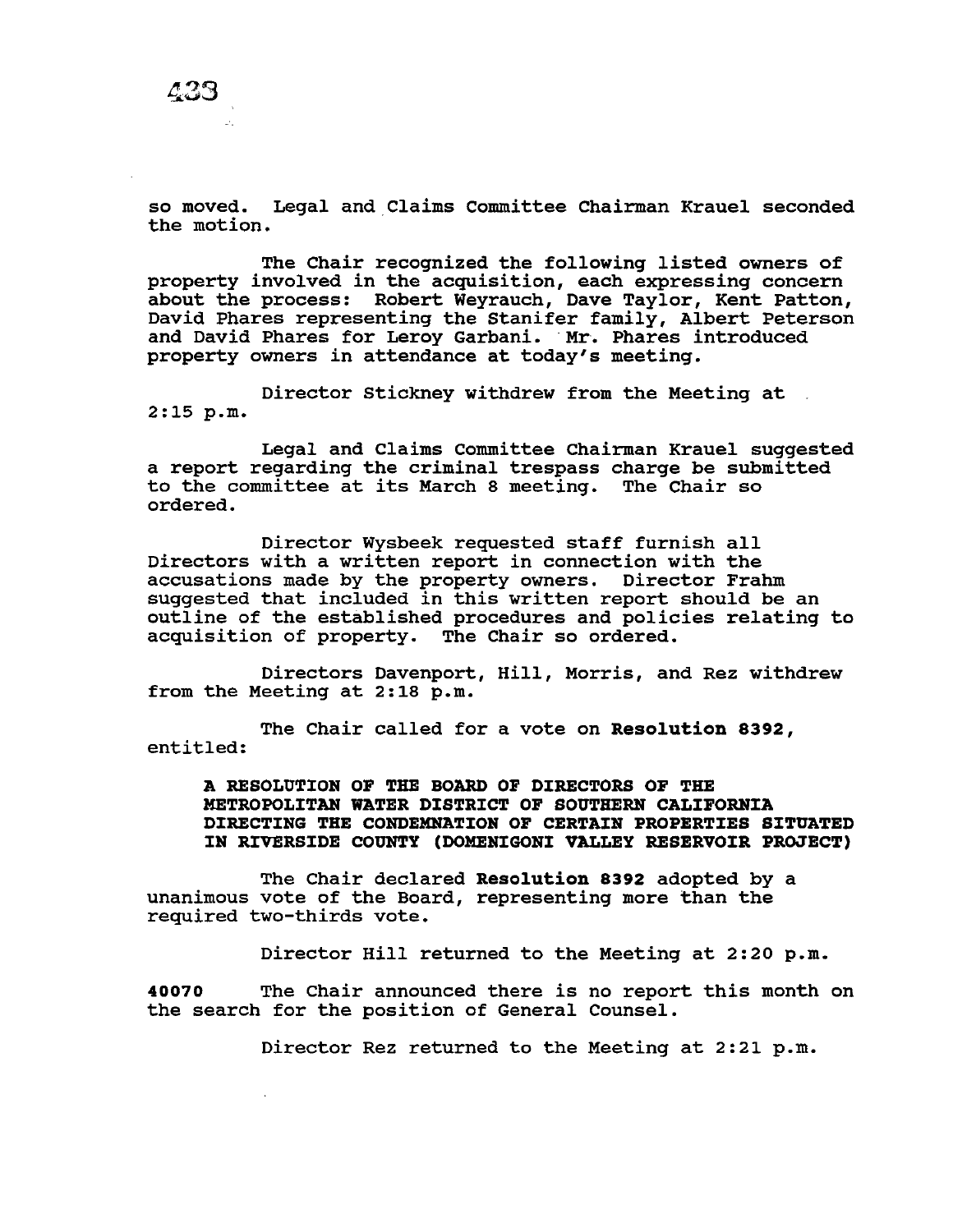so moved. Legal and Claims Committee Chairman Krauel seconded the motion.

The Chair recognized the following listed owners of property involved in the acquisition, each expressing concern about the process: Robert Weyrauch, Dave Taylor, Kent Patton, David Phares representing the Stanifer family, Albert Peterson and David Phares for Leroy Garbani. Mr. Phares introduced property owners in attendance at today's meeting.

Director Stickney withdrew from the Meeting at 2:15 p.m.

Legal and Claims Committee Chairman Krauel suggested a report regarding the criminal trespass charge be submitted to the committee at its March 8 meeting. The Chair so ordered.

Director Wysbeek requested staff furnish all Directors with a written report in connection with the accusations made by the property owners. Director Frahm suggested that included in this written report should be an outline of the established procedures and policies relating to acquisition of property. The Chair so ordered.

Directors Davenport, Hill, Morris, and Rez withdrew from the Meeting at 2:18 p.m.

The Chair called for a vote on **Resolution 8392**, entitled:

**A RESOLUTION OF THE BOARD OF DIRECTORS OF THE METROPOLITAN WATER DISTRICT OF SOUTHERN CALIFORNIA DIRECTING THE CONDEMNATION OF CERTAIN PROPERTIES SITUATED IN RIVERSIDE COUNTY (DOMENIGONI VALLEY RESERVOIR PROJECT)**

The Chair declared **Resolution 8392** adopted by a unanimous vote of the Board, representing more than the required two-thirds vote.

Director Hill returned to the Meeting at 2:20 p.m.

**40070** The Chair announced there is no report this month on the search for the position of General Counsel.

Director Rez returned to the Meeting at 2:21 p.m.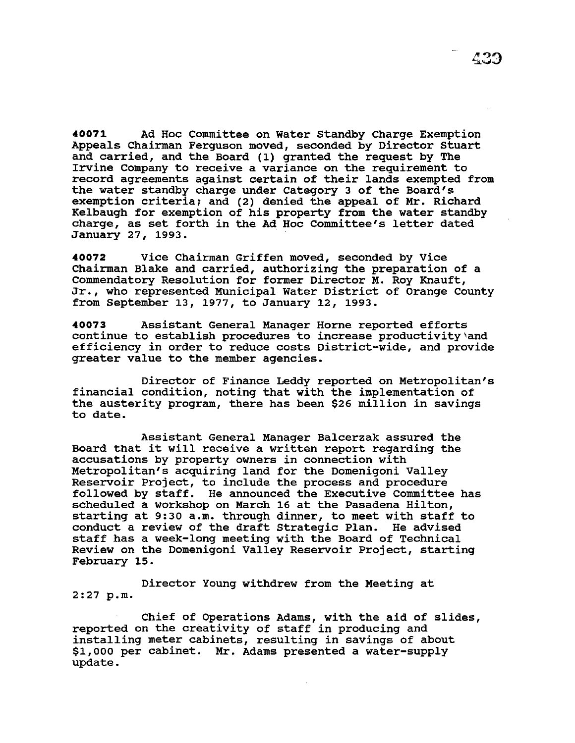**40071** Ad Hoc Committee on Water Standby Charge Exemption Appeals Chairman Ferguson moved, seconded by Director Stuart and carried, and the Board (1) granted the request by The Irvine Company to receive a variance on the requirement to record agreements against certain of their lands exempted from the water standby charge under Category 3 of the Board's exemption criteria; and (2) denied the appeal of Mr. Richard Kelbaugh for exemption of his property from the water standby charge, as set forth in the Ad Hoc Committee's letter dated January 27, 1993.

**40072** Vice Chairman Griffen moved, seconded by Vice Chairman Blake and carried, authorizing the preparation of a Commendatory Resolution for former Director M. Roy Knauft, Jr., who represented Municipal Water District of Orange County from September 13, 1977, to January 12, 1993.

**40073** Assistant General Manager Horne reported efforts continue to establish procedures to increase productivity and efficiency in order to reduce costs District-wide, and provide greater value to the member agencies.

Director of Finance Leddy reported on Metropolitan's financial condition, noting that with the implementation of the austerity program, there has been $26 million in savings to date.

Assistant General Manager Balcerzak assured the Board that it will receive a written report regarding the accusations by property owners in connection with Metropolitan's acquiring land for the Domenigoni Valley Reservoir Project, to include the process and procedure followed by staff. He announced the Executive Committee has scheduled a workshop on March 16 at the Pasadena Hilton, starting at 9:30 a.m. through dinner, to meet with staff to conduct a review of the draft Strategic Plan. He advised staff has a week-long meeting with the Board of Technical Review on the Domenigoni Valley Reservoir Project, starting February 15.

Director Young withdrew from the Meeting at 2:27 p.m.

Chief of Operations Adams, with the aid of slides, reported on the creativity of staff in producing and installing meter cabinets, resulting in savings of about $1,000 per cabinet. Mr. Adams presented a water-supply update.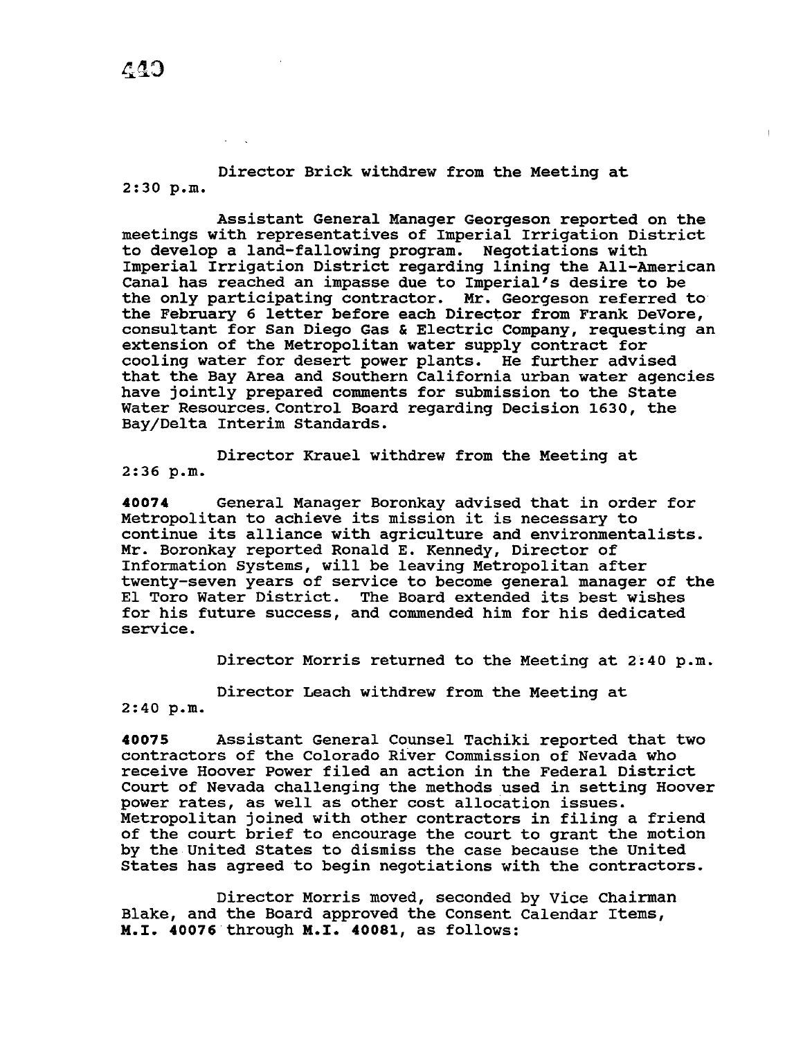Director Brick withdrew from the Meeting at 2:30 p.m.

Assistant General Manager Georgeson reported on the meetings with representatives of Imperial Irrigation District to develop a land-fallowing program. Negotiations with Imperial Irrigation District regarding lining the All-American Canal has reached an impasse due to Imperial's desire to be the only participating contractor. Mr. Georgeson referred to the February 6 letter before each Director from Frank DeVore, consultant for San Diego Gas & Electric Company, requesting an extension of the Metropolitan water supply contract for cooling water for desert power plants. He further advised that the Bay Area and Southern California urban water agencies have jointly prepared comments for submission to the State Water Resources Control Board regarding Decision 1630, the Bay/Delta Interim Standards.

Director Krauel withdrew from the Meeting at 2:36 p.m.

**40074** General Manager Boronkay advised that in order for Metropolitan to achieve its mission it is necessary to continue its alliance with agriculture and environmentalists. Mr. Boronkay reported Ronald E. Kennedy, Director of Information Systems, will be leaving Metropolitan after twenty-seven years of service to become general manager of the El Toro Water District. The Board extended its best wishes for his future success, and commended him for his dedicated service.

Director Morris returned to the Meeting at 2:40 p.m.

Director Leach withdrew from the Meeting at 2:40 p.m.

**40075** Assistant General Counsel Tachiki reported that two contractors of the Colorado River Commission of Nevada who receive Hoover Power filed an action in the Federal District Court of Nevada challenging the methods used in setting Hoover power rates, as well as other cost allocation issues. Metropolitan joined with other contractors in filing a friend of the court brief to encourage the court to grant the motion by the United States to dismiss the case because the United States has agreed to begin negotiations with the contractors.

Director Morris moved, seconded by Vice Chairman Blake, and the Board approved the Consent Calendar Items, **M.I. 40076** through **M.I. 40081**, as follows: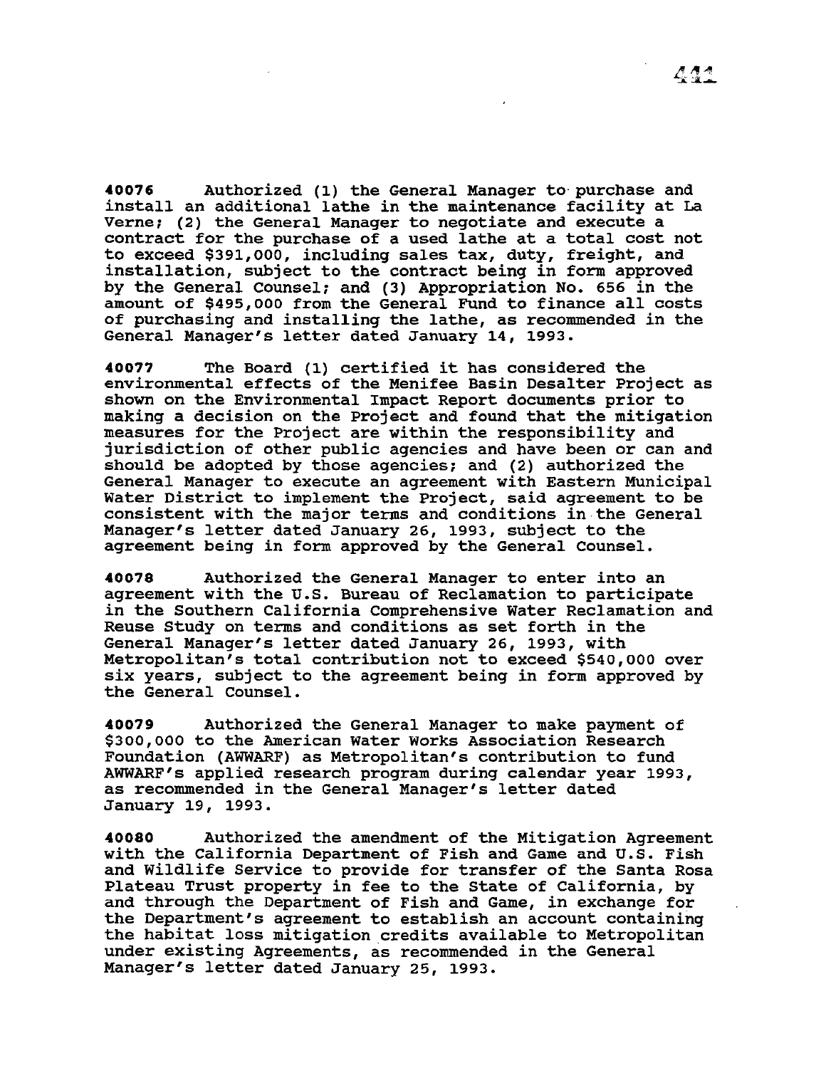**40076** Authorized (1) the General Manager to purchase and install an additional lathe in the maintenance facility at La Verne; (2) the General Manager to negotiate and execute a contract for the purchase of a used lathe at a total cost not to exceed $391,000, including sales tax, duty, freight, and installation, subject to the contract being in form approved by the General Counsel; and (3) Appropriation No. 656 in the amount of $495,000 from the General Fund to finance all costs of purchasing and installing the lathe, as recommended in the General Manager's letter dated January 14, 1993.

**40077** The Board (1) certified it has considered the environmental effects of the Menifee Basin Desalter Project as shown on the Environmental Impact Report documents prior to making a decision on the Project and found that the mitigation measures for the Project are within the responsibility and jurisdiction of other public agencies and have been or can and should be adopted by those agencies; and (2) authorized the General Manager to execute an agreement with Eastern Municipal Water District to implement the Project, said agreement to be consistent with the major terms and conditions in the General Manager's letter dated January 26, 1993, subject to the agreement being in form approved by the General Counsel.

**40078** Authorized the General Manager to enter into an agreement with the U.S. Bureau of Reclamation to participate in the Southern California Comprehensive Water Reclamation and Reuse Study on terms and conditions as set forth in the General Manager's letter dated January 26, 1993, with Metropolitan's total contribution not to exceed $540,000 over six years, subject to the agreement being in form approved by the General Counsel.

**40079** Authorized the General Manager to make payment of $300,000 to the American Water Works Association Research Foundation (AWWARF) as Metropolitan's contribution to fund AWWARF's applied research program during calendar year 1993, as recommended in the General Manager's letter dated January 19, 1993.

**40080** Authorized the amendment of the Mitigation Agreement with the California Department of Fish and Game and U.S. Fish and Wildlife Service to provide for transfer of the Santa Rosa Plateau Trust property in fee to the State of California, by and through the Department of Fish and Game, in exchange for the Department's agreement to establish an account containing the habitat loss mitigation credits available to Metropolitan under existing Agreements, as recommended in the General Manager's letter dated January 25, 1993.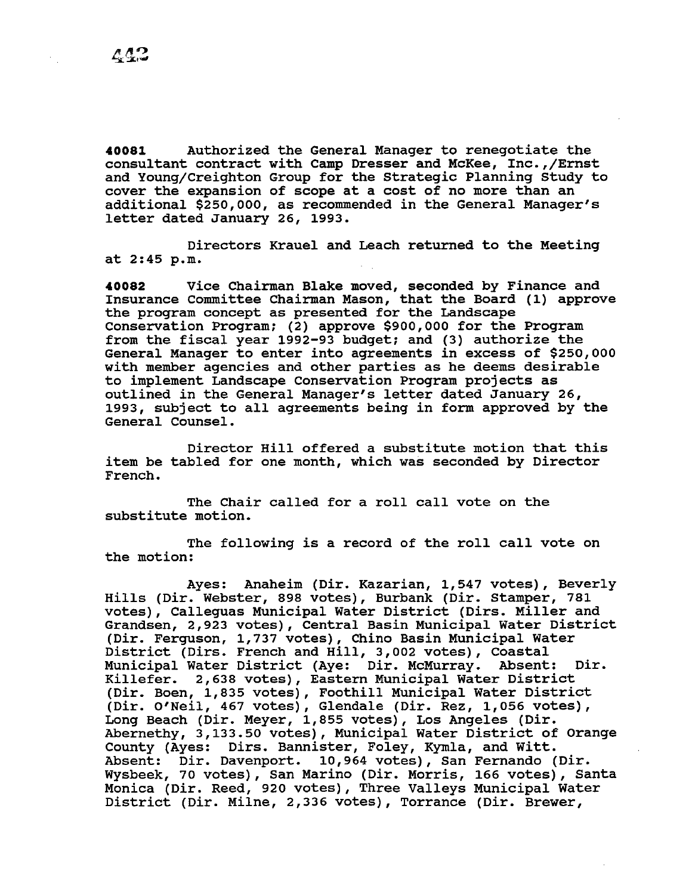**40081** Authorized the General Manager to renegotiate the consultant contract with Camp Dresser and McKee, Inc.,/Ernst and Young/Creighton Group for the Strategic Planning Study to cover the expansion of scope at a cost of no more than an additional $250,000, as recommended in the General Manager's letter dated January 26, 1993.

Directors Krauel and Leach returned to the Meeting at 2:45 p.m.

**40082** Vice Chairman Blake moved, seconded by Finance and Insurance Committee Chairman Mason, that the Board (1) approve the program concept as presented for the Landscape Conservation Program; (2) approve $900,000 for the Program from the fiscal year 1992-93 budget; and (3) authorize the General Manager to enter into agreements in excess of $250,000 with member agencies and other parties as he deems desirable to implement Landscape Conservation Program projects as outlined in the General Manager's letter dated January 26, 1993, subject to all agreements being in form approved by the General Counsel.

Director Hill offered a substitute motion that this item be tabled for one month, which was seconded by Director French.

The Chair called for a roll call vote on the substitute motion.

The following is a record of the roll call vote on the motion:

Ayes: Anaheim (Dir. Kazarian, 1,547 votes), Beverly Hills (Dir. Webster, 898 votes), Burbank (Dir. Stamper, 781 votes), Calleguas Municipal Water District (Dirs. Miller and Grandsen, 2,923 votes), Central Basin Municipal Water District (Dir. Ferguson, 1,737 votes), Chino Basin Municipal Water District (Dirs. French and Hill, 3,002 votes), Coastal Municipal Water District (Aye: Dir. McMurray. Absent: Dir. Killefer. 2,638 votes), Eastern Municipal Water District (Dir. Boen, 1,835 votes), Foothill Municipal Water District (Dir. O'Neil, 467 votes), Glendale (Dir. Rez, 1,056 votes), Long Beach (Dir. Meyer, 1,855 votes), Los Angeles (Dir. Abernethy, 3,133.50 votes), Municipal Water District of Orange County (Ayes: Dirs. Bannister, Foley, Kymla, and Witt. Absent: Dir. Davenport. 10,964 votes), San Fernando (Dir. Wysbeek, 70 votes), San Marino (Dir. Morris, 166 votes), Santa Monica (Dir. Reed, 920 votes), Three Valleys Municipal Water District (Dir. Milne, 2,336 votes), Torrance (Dir. Brewer,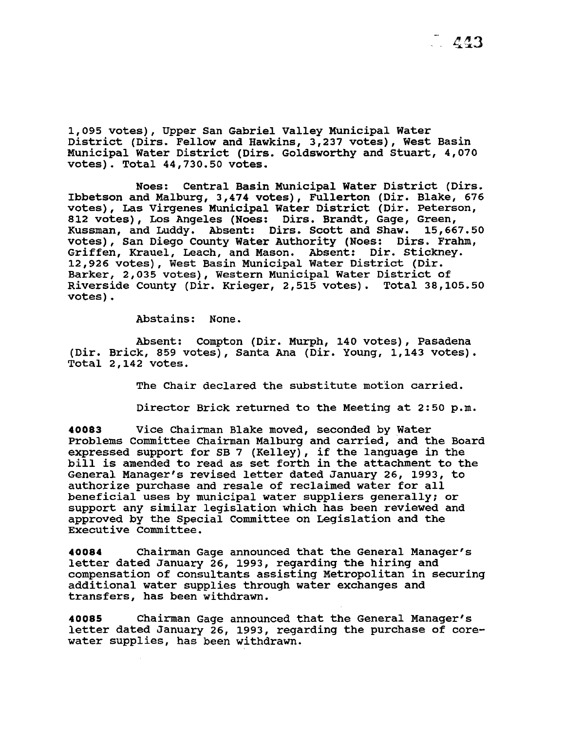1,095 votes), Upper San Gabriel Valley Municipal Water District (Dirs. Fellow and Hawkins, 3,237 votes), West Basin Municipal Water District (Dirs. Goldsworthy and Stuart, 4,070 votes). Total 44,730.50 votes.

Noes: Central Basin Municipal Water District (Dirs. Ibbetson and Malburg, 3,474 votes), Fullerton (Dir. Blake, 676 votes), Las Virgenes Municipal Water District (Dir. Peterson, 812 votes), Los Angeles (Noes: Dirs. Brandt, Gage, Green, Kussman, and Luddy. Absent: Dirs. Scott and Shaw. 15,667.50 votes), San Diego County Water Authority (Noes: Dirs. Frahm, Griffen, Krauel, Leach, and Mason. Absent: Dir. Stickney. 12,926 votes), West Basin Municipal Water District (Dir. Barker, 2,035 votes), Western Municipal Water District of Riverside County (Dir. Krieger, 2,515 votes). Total 38,105.50 votes).

Abstains: None.

Absent: Compton (Dir. Murph, 140 votes), Pasadena (Dir. Brick, 859 votes), Santa Ana (Dir. Young, 1,143 votes). Total 2,142 votes.

The Chair declared the substitute motion carried.

Director Brick returned to the Meeting at 2:50 p.m.

**40083** Vice Chairman Blake moved, seconded by Water Problems Committee Chairman Malburg and carried, and the Board expressed support for SB 7 (Kelley), if the language in the bill is amended to read as set forth in the attachment to the General Manager's revised letter dated January 26, 1993, to authorize purchase and resale of reclaimed water for all beneficial uses by municipal water suppliers generally; or support any similar legislation which has been reviewed and approved by the Special Committee on Legislation and the Executive Committee.

**40084** Chairman Gage announced that the General Manager's letter dated January 26, 1993, regarding the hiring and compensation of consultants assisting Metropolitan in securing additional water supplies through water exchanges and transfers, has been withdrawn.

**40085** Chairman Gage announced that the General Manager's letter dated January 26, 1993, regarding the purchase of core-water supplies, has been withdrawn.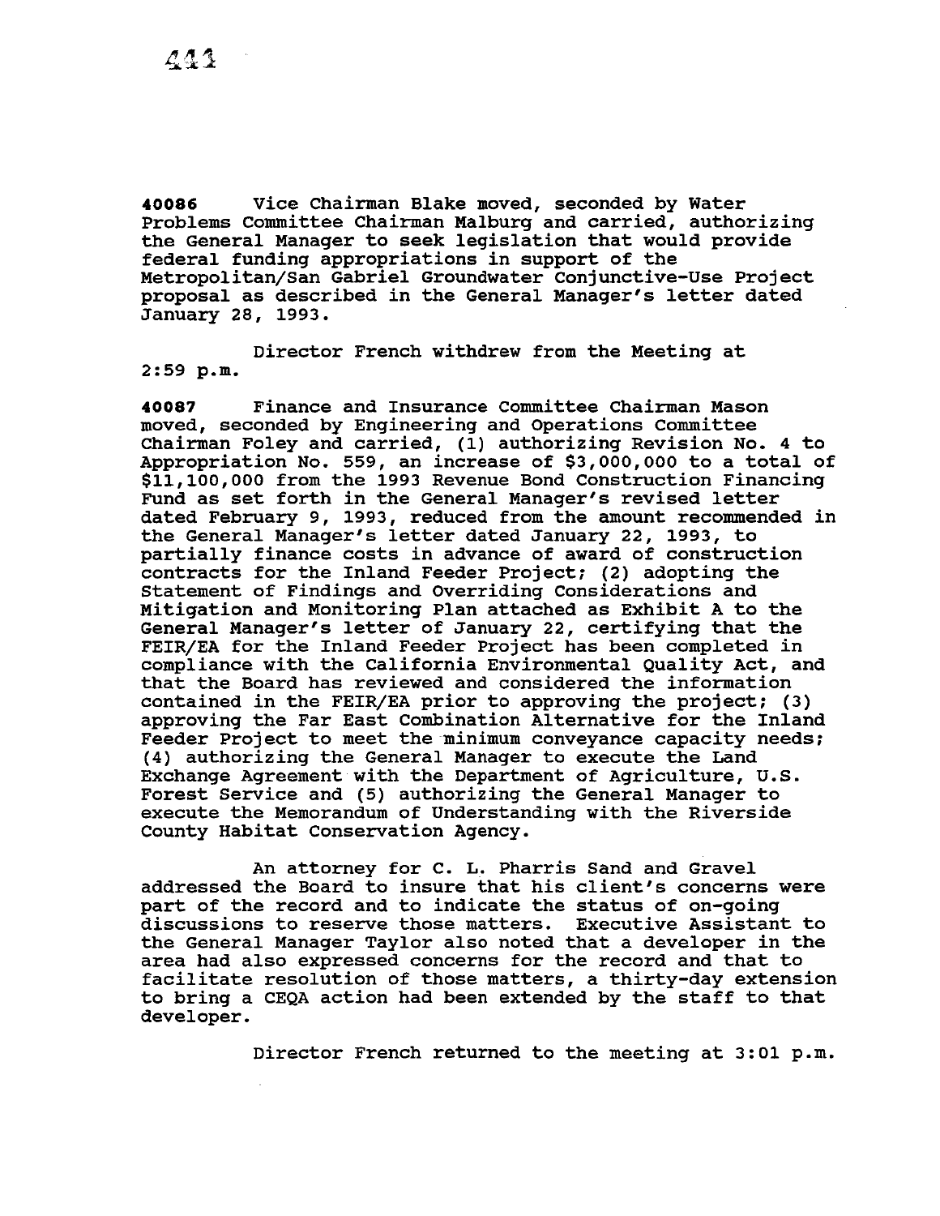**40086** Vice Chairman Blake moved, seconded by Water Problems Committee Chairman Malburg and carried, authorizing the General Manager to seek legislation that would provide federal funding appropriations in support of the Metropolitan/San Gabriel Groundwater Conjunctive-Use Project proposal as described in the General Manager's letter dated January 28, 1993.

Director French withdrew from the Meeting at 2:59 p.m.

**40087** Finance and Insurance Committee Chairman Mason moved, seconded by Engineering and Operations Committee Chairman Foley and carried, (1) authorizing Revision No. 4 to Appropriation No. 559, an increase of $3,000,000 to a total of $11,100,000 from the 1993 Revenue Bond Construction Financing Fund as set forth in the General Manager's revised letter dated February 9, 1993, reduced from the amount recommended in the General Manager's letter dated January 22, 1993, to partially finance costs in advance of award of construction contracts for the Inland Feeder Project; (2) adopting the Statement of Findings and Overriding Considerations and Mitigation and Monitoring Plan attached as Exhibit A to the General Manager's letter of January 22, certifying that the FEIR/EA for the Inland Feeder Project has been completed in compliance with the California Environmental Quality Act, and that the Board has reviewed and considered the information contained in the FEIR/EA prior to approving the project; (3) approving the Far East Combination Alternative for the Inland Feeder Project to meet the minimum conveyance capacity needs; (4) authorizing the General Manager to execute the Land Exchange Agreement with the Department of Agriculture, U.S. Forest Service and (5) authorizing the General Manager to execute the Memorandum of Understanding with the Riverside County Habitat Conservation Agency.

An attorney for C. L. Pharris Sand and Gravel addressed the Board to insure that his client's concerns were part of the record and to indicate the status of on-going discussions to reserve those matters. Executive Assistant to the General Manager Taylor also noted that a developer in the area had also expressed concerns for the record and that to facilitate resolution of those matters, a thirty-day extension to bring a CEQA action had been extended by the staff to that developer.

Director French returned to the meeting at 3:01 p.m.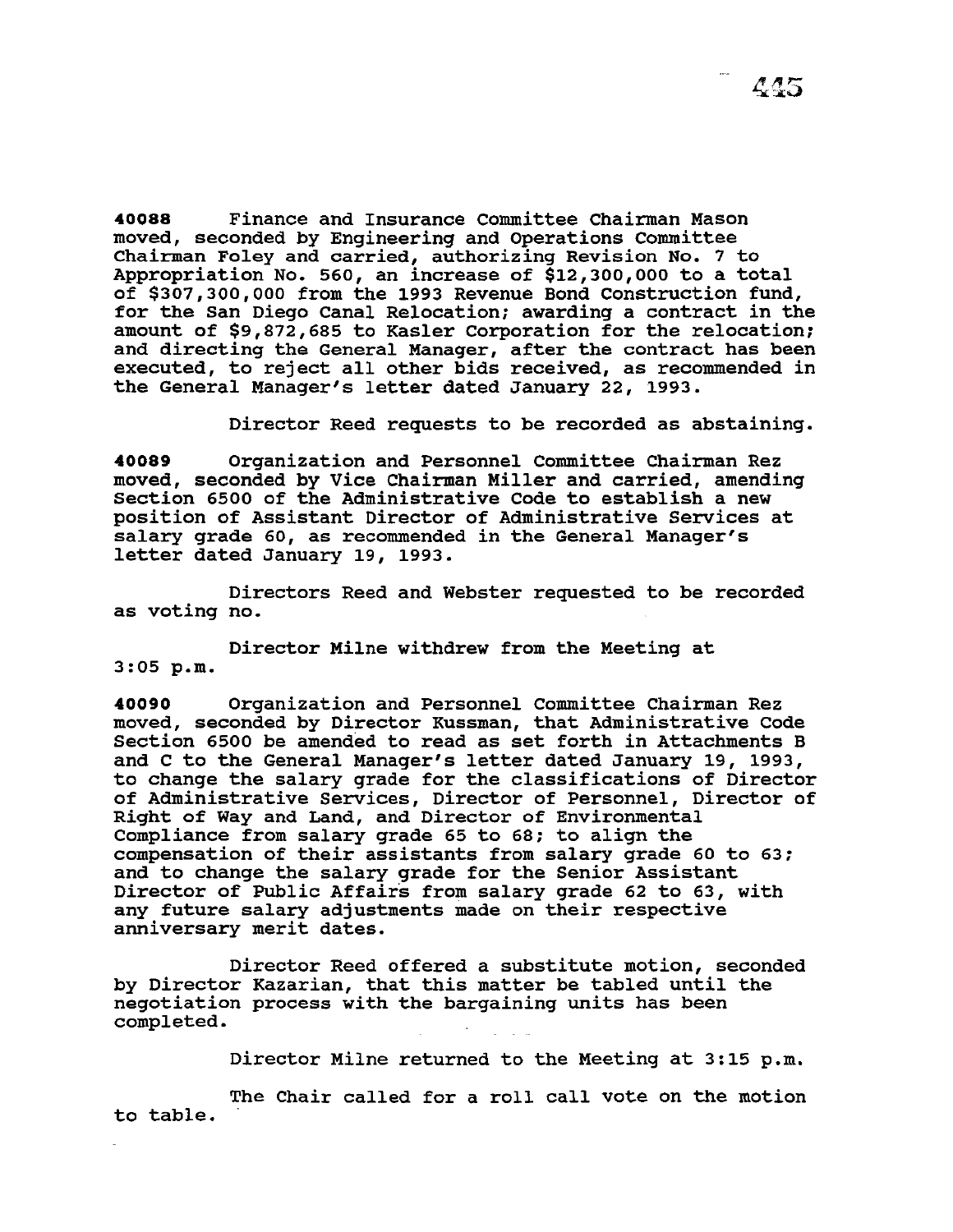**40088** Finance and Insurance Committee Chairman Mason moved, seconded by Engineering and Operations Committee Chairman Foley and carried, authorizing Revision No. 7 to Appropriation No. 560, an increase of $12,300,000 to a total of $307,300,000 from the 1993 Revenue Bond Construction fund, for the San Diego Canal Relocation; awarding a contract in the amount of $9,872,685 to Kasler Corporation for the relocation; and directing the General Manager, after the contract has been executed, to reject all other bids received, as recommended in the General Manager's letter dated January 22, 1993.

Director Reed requests to be recorded as abstaining.

**40089** Organization and Personnel Committee Chairman Rez moved, seconded by Vice Chairman Miller and carried, amending Section 6500 of the Administrative Code to establish a new position of Assistant Director of Administrative Services at salary grade 60, as recommended in the General Manager's letter dated January 19, 1993.

Directors Reed and Webster requested to be recorded as voting no.

Director Milne withdrew from the Meeting at 3:05 p.m.

**40090** Organization and Personnel Committee Chairman Rez moved, seconded by Director Kussman, that Administrative Code Section 6500 be amended to read as set forth in Attachments B and C to the General Manager's letter dated January 19, 1993, to change the salary grade for the classifications of Director of Administrative Services, Director of Personnel, Director of Right of Way and Land, and Director of Environmental Compliance from salary grade 65 to 68; to align the compensation of their assistants from salary grade 60 to 63; and to change the salary grade for the Senior Assistant Director of Public Affairs from salary grade 62 to 63, with any future salary adjustments made on their respective anniversary merit dates.

Director Reed offered a substitute motion, seconded by Director Kazarian, that this matter be tabled until the negotiation process with the bargaining units has been completed.

Director Milne returned to the Meeting at 3:15 p.m.

The Chair called for a roll call vote on the motion to table.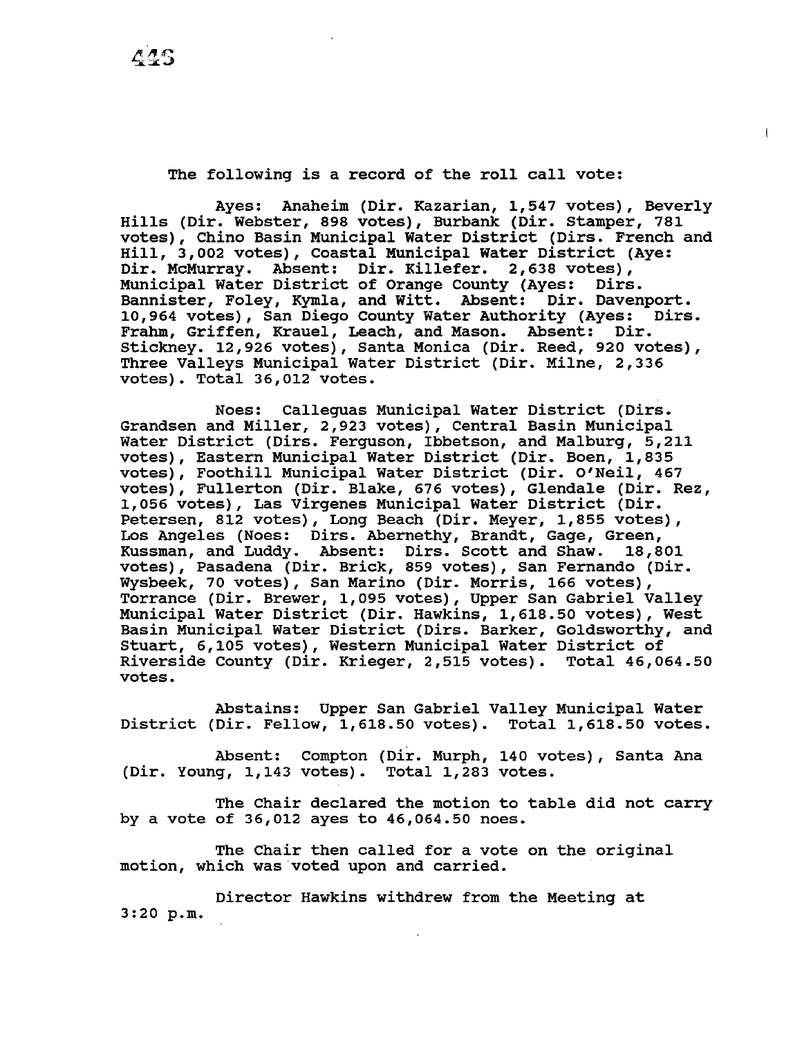The following is a record of the roll call vote:

Ayes: Anaheim (Dir. Kazarian, 1,547 votes), Beverly Hills (Dir. Webster, 898 votes), Burbank (Dir. Stamper, 781 votes), Chino Basin Municipal Water District (Dirs. French and Hill, 3,002 votes), Coastal Municipal Water District (Aye: Dir. McMurray. Absent: Dir. Killefer. 2,638 votes), Municipal Water District of Orange County (Ayes: Dirs. Bannister, Foley, Kymla, and Witt. Absent: Dir. Davenport. 10,964 votes), San Diego County Water Authority (Ayes: Dirs. Frahm, Griffen, Krauel, Leach, and Mason. Absent: Dir. Stickney. 12,926 votes), Santa Monica (Dir. Reed, 920 votes), Three Valleys Municipal Water District (Dir. Milne, 2,336 votes). Total 36,012 votes.

Noes: Calleguas Municipal Water District (Dirs. Grandsen and Miller, 2,923 votes), Central Basin Municipal Water District (Dirs. Ferguson, Ibbetson, and Malburg, 5,211 votes), Eastern Municipal Water District (Dir. Boen, 1,835 votes), Foothill Municipal Water District (Dir. O'Neil, 467 votes), Fullerton (Dir. Blake, 676 votes), Glendale (Dir. Rez, 1,056 votes), Las Virgenes Municipal Water District (Dir. Petersen, 812 votes), Long Beach (Dir. Meyer, 1,855 votes), Los Angeles (Noes: Dirs. Abernethy, Brandt, Gage, Green, Kussman, and Luddy. Absent: Dirs. Scott and Shaw. 18,801 votes), Pasadena (Dir. Brick, 859 votes), San Fernando (Dir. Wysbeek, 70 votes), San Marino (Dir. Morris, 166 votes), Torrance (Dir. Brewer, 1,095 votes), Upper San Gabriel Valley Municipal Water District (Dir. Hawkins, 1,618.50 votes), West Basin Municipal Water District (Dirs. Barker, Goldsworthy, and Stuart, 6,105 votes), Western Municipal Water District of Riverside County (Dir. Krieger, 2,515 votes). Total 46,064.50 votes.

Abstains: Upper San Gabriel Valley Municipal Water District (Dir. Fellow, 1,618.50 votes). Total 1,618.50 votes.

Absent: Compton (Dir. Murph, 140 votes), Santa Ana (Dir. Young, 1,143 votes). Total 1,283 votes.

The Chair declared the motion to table did not carry by a vote of 36,012 ayes to 46,064.50 noes.

The Chair then called for a vote on the original motion, which was voted upon and carried.

Director Hawkins withdrew from the Meeting at 3:20 p.m.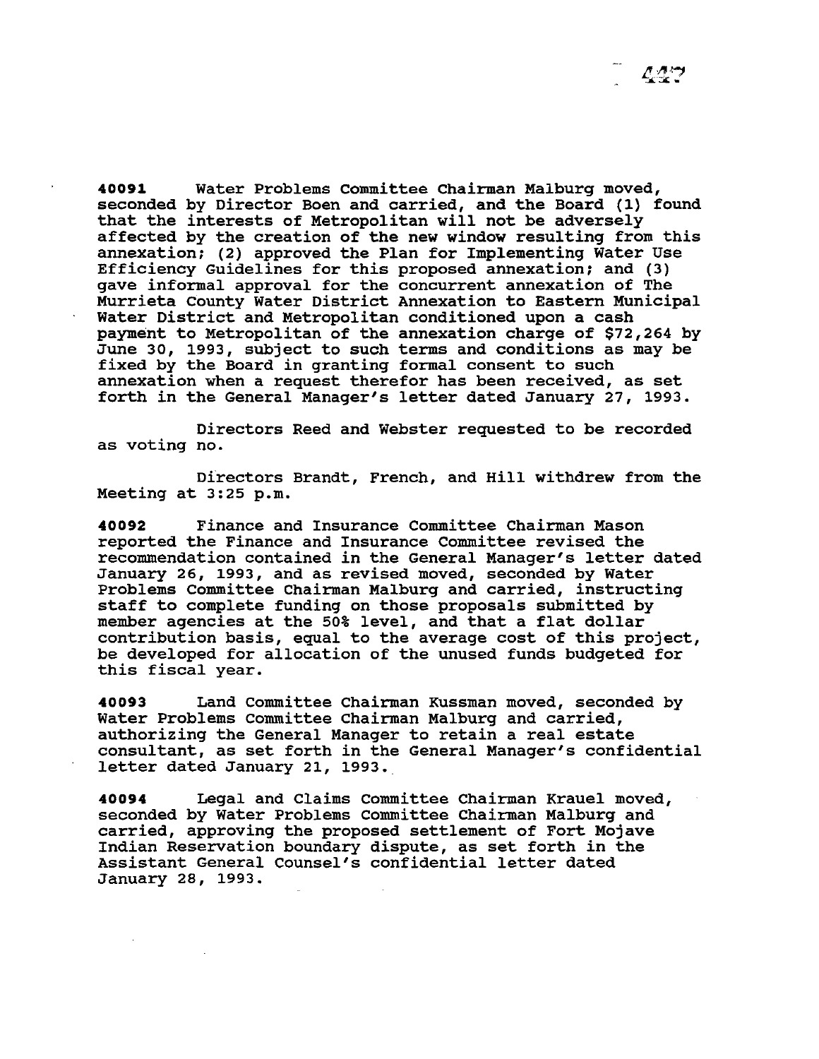**40091** Water Problems Committee Chairman Malburg moved, seconded by Director Boen and carried, and the Board (1) found that the interests of Metropolitan will not be adversely affected by the creation of the new window resulting from this annexation; (2) approved the Plan for Implementing Water Use Efficiency Guidelines for this proposed annexation; and (3) gave informal approval for the concurrent annexation of The Murrieta County Water District Annexation to Eastern Municipal Water District and Metropolitan conditioned upon a cash payment to Metropolitan of the annexation charge of $72,264 by June 30, 1993, subject to such terms and conditions as may be fixed by the Board in granting formal consent to such annexation when a request therefor has been received, as set forth in the General Manager's letter dated January 27, 1993.

Directors Reed and Webster requested to be recorded as voting no.

Directors Brandt, French, and Hill withdrew from the Meeting at 3:25 p.m.

**40092** Finance and Insurance Committee Chairman Mason reported the Finance and Insurance Committee revised the recommendation contained in the General Manager's letter dated January 26, 1993, and as revised moved, seconded by Water Problems Committee Chairman Malburg and carried, instructing staff to complete funding on those proposals submitted by member agencies at the 50% level, and that a flat dollar contribution basis, equal to the average cost of this project, be developed for allocation of the unused funds budgeted for this fiscal year.

**40093** Land Committee Chairman Kussman moved, seconded by Water Problems Committee Chairman Malburg and carried, authorizing the General Manager to retain a real estate consultant, as set forth in the General Manager's confidential letter dated January 21, 1993.

**40094** Legal and Claims Committee Chairman Krauel moved, seconded by Water Problems Committee Chairman Malburg and carried, approving the proposed settlement of Fort Mojave Indian Reservation boundary dispute, as set forth in the Assistant General Counsel's confidential letter dated January 28, 1993.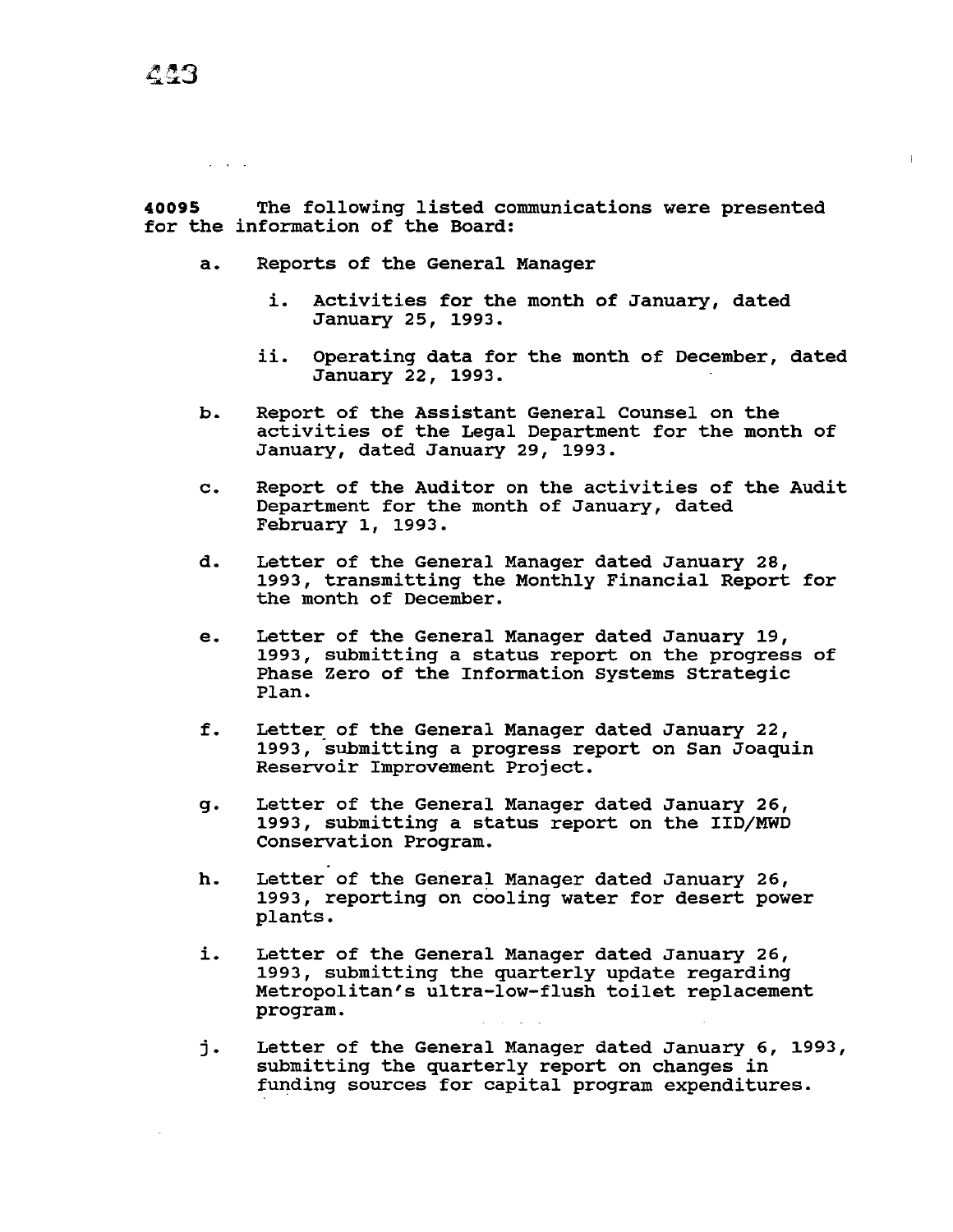**40095** The following listed communications were presented for the information of the Board:

a. Reports of the General Manager

   i. Activities for the month of January, dated January 25, 1993.

   ii. Operating data for the month of December, dated January 22, 1993.

b. Report of the Assistant General Counsel on the activities of the Legal Department for the month of January, dated January 29, 1993.

c. Report of the Auditor on the activities of the Audit Department for the month of January, dated February 1, 1993.

d. Letter of the General Manager dated January 28, 1993, transmitting the Monthly Financial Report for the month of December.

e. Letter of the General Manager dated January 19, 1993, submitting a status report on the progress of Phase Zero of the Information Systems Strategic Plan.

f. Letter of the General Manager dated January 22, 1993, submitting a progress report on San Joaquin Reservoir Improvement Project.

g. Letter of the General Manager dated January 26, 1993, submitting a status report on the IID/MWD Conservation Program.

h. Letter of the General Manager dated January 26, 1993, reporting on cooling water for desert power plants.

i. Letter of the General Manager dated January 26, 1993, submitting the quarterly update regarding Metropolitan's ultra-low-flush toilet replacement program.

j. Letter of the General Manager dated January 6, 1993, submitting the quarterly report on changes in funding sources for capital program expenditures.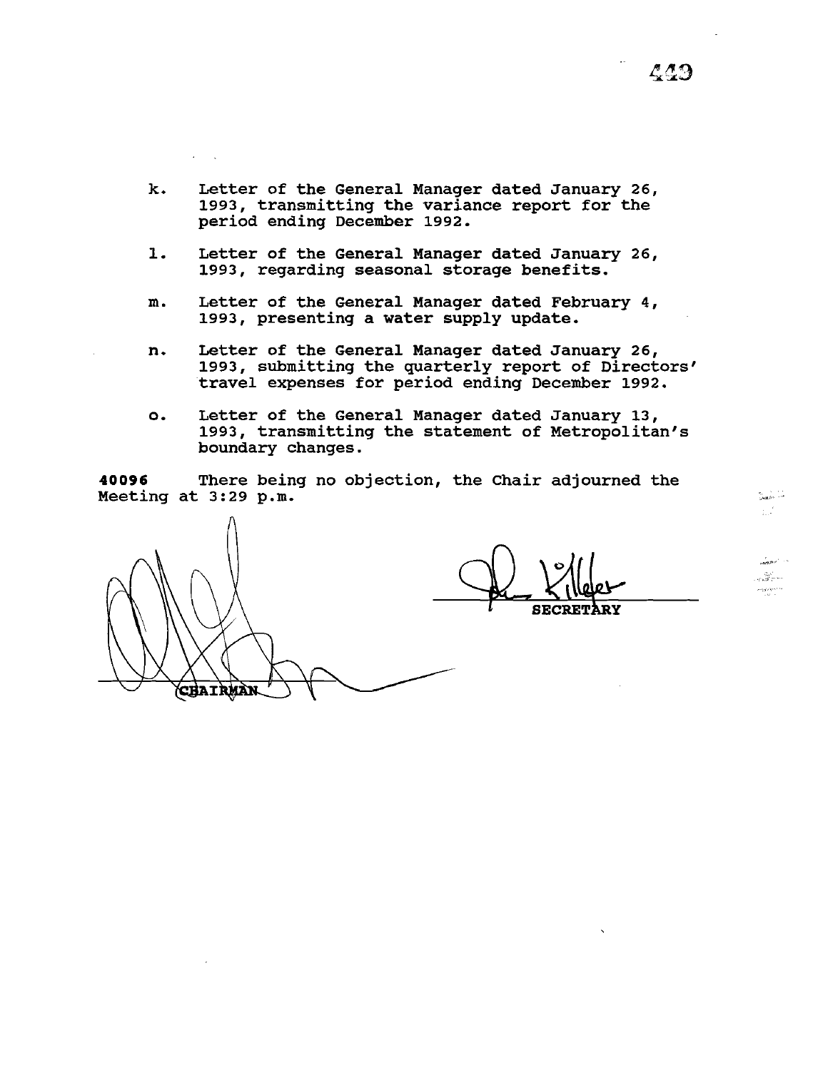k. Letter of the General Manager dated January 26, 1993, transmitting the variance report for the period ending December 1992.

l. Letter of the General Manager dated January 26, 1993, regarding seasonal storage benefits.

m. Letter of the General Manager dated February 4, 1993, presenting a water supply update.

n. Letter of the General Manager dated January 26, 1993, submitting the quarterly report of Directors' travel expenses for period ending December 1992.

o. Letter of the General Manager dated January 13, 1993, transmitting the statement of Metropolitan's boundary changes.

**40096** There being no objection, the Chair adjourned the Meeting at 3:29 p.m.

SECRETARY

CHAIRMAN